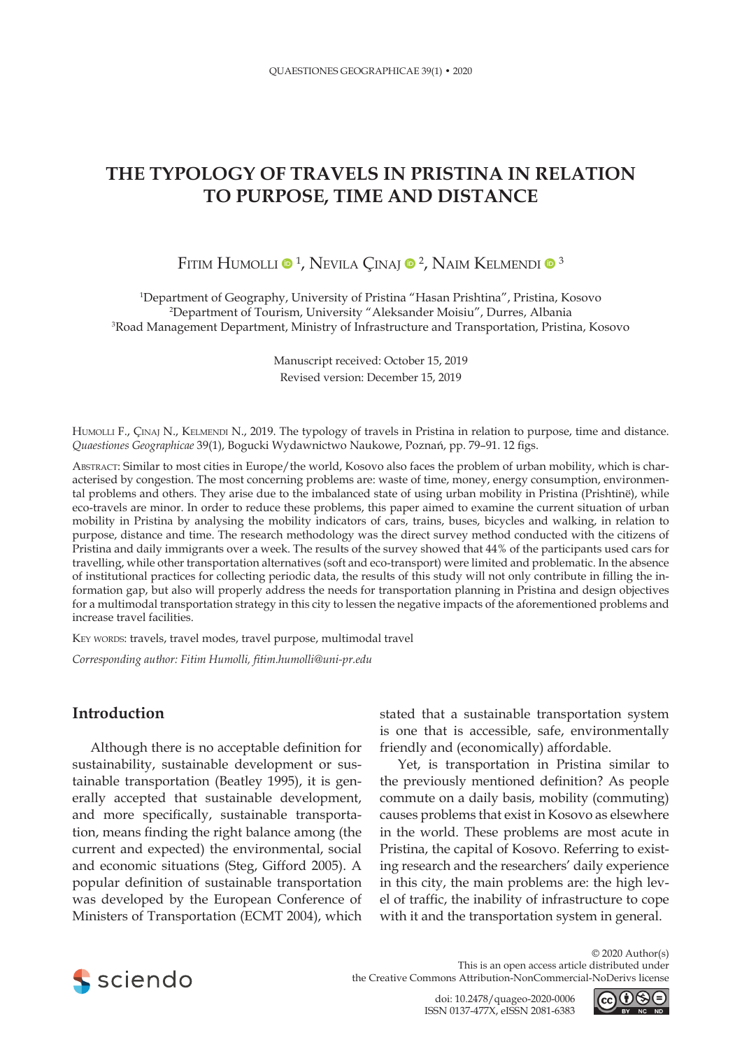# THE TYPOLOGY OF TRAVELS IN PRISTINA IN RELATION TO PURPOSE, TIME AND DISTANCE

Fitim Humolli [1], Nevila Çinaj [2], Naim Kelmendi [3]

[1]Department of Geography, University of Pristina "Hasan Prishtina", Pristina, Kosovo
[2]Department of Tourism, University "Aleksander Moisiu", Durres, Albania
[3]Road Management Department, Ministry of Infrastructure and Transportation, Pristina, Kosovo

Manuscript received: October 15, 2019
Revised version: December 15, 2019

Humolli F., Çinaj N., Kelmendi N., 2019. The typology of travels in Pristina in relation to purpose, time and distance. *Quaestiones Geographicae* 39(1), Bogucki Wydawnictwo Naukowe, Poznań, pp. 79–91. 12 figs.

Abstract: Similar to most cities in Europe/the world, Kosovo also faces the problem of urban mobility, which is characterised by congestion. The most concerning problems are: waste of time, money, energy consumption, environmental problems and others. They arise due to the imbalanced state of using urban mobility in Pristina (Prishtinë), while eco-travels are minor. In order to reduce these problems, this paper aimed to examine the current situation of urban mobility in Pristina by analysing the mobility indicators of cars, trains, buses, bicycles and walking, in relation to purpose, distance and time. The research methodology was the direct survey method conducted with the citizens of Pristina and daily immigrants over a week. The results of the survey showed that 44% of the participants used cars for travelling, while other transportation alternatives (soft and eco-transport) were limited and problematic. In the absence of institutional practices for collecting periodic data, the results of this study will not only contribute in filling the information gap, but also will properly address the needs for transportation planning in Pristina and design objectives for a multimodal transportation strategy in this city to lessen the negative impacts of the aforementioned problems and increase travel facilities.

Key words: travels, travel modes, travel purpose, multimodal travel

*Corresponding author: Fitim Humolli, fitim.humolli@uni-pr.edu*

## Introduction

Although there is no acceptable definition for sustainability, sustainable development or sustainable transportation (Beatley 1995), it is generally accepted that sustainable development, and more specifically, sustainable transportation, means finding the right balance among (the current and expected) the environmental, social and economic situations (Steg, Gifford 2005). A popular definition of sustainable transportation was developed by the European Conference of Ministers of Transportation (ECMT 2004), which stated that a sustainable transportation system is one that is accessible, safe, environmentally friendly and (economically) affordable.

Yet, is transportation in Pristina similar to the previously mentioned definition? As people commute on a daily basis, mobility (commuting) causes problems that exist in Kosovo as elsewhere in the world. These problems are most acute in Pristina, the capital of Kosovo. Referring to existing research and the researchers' daily experience in this city, the main problems are: the high level of traffic, the inability of infrastructure to cope with it and the transportation system in general.

© 2020 Author(s)
This is an open access article distributed under the Creative Commons Attribution-NonCommercial-NoDerivs license

doi: 10.2478/quageo-2020-0006
ISSN 0137-477X, eISSN 2081-6383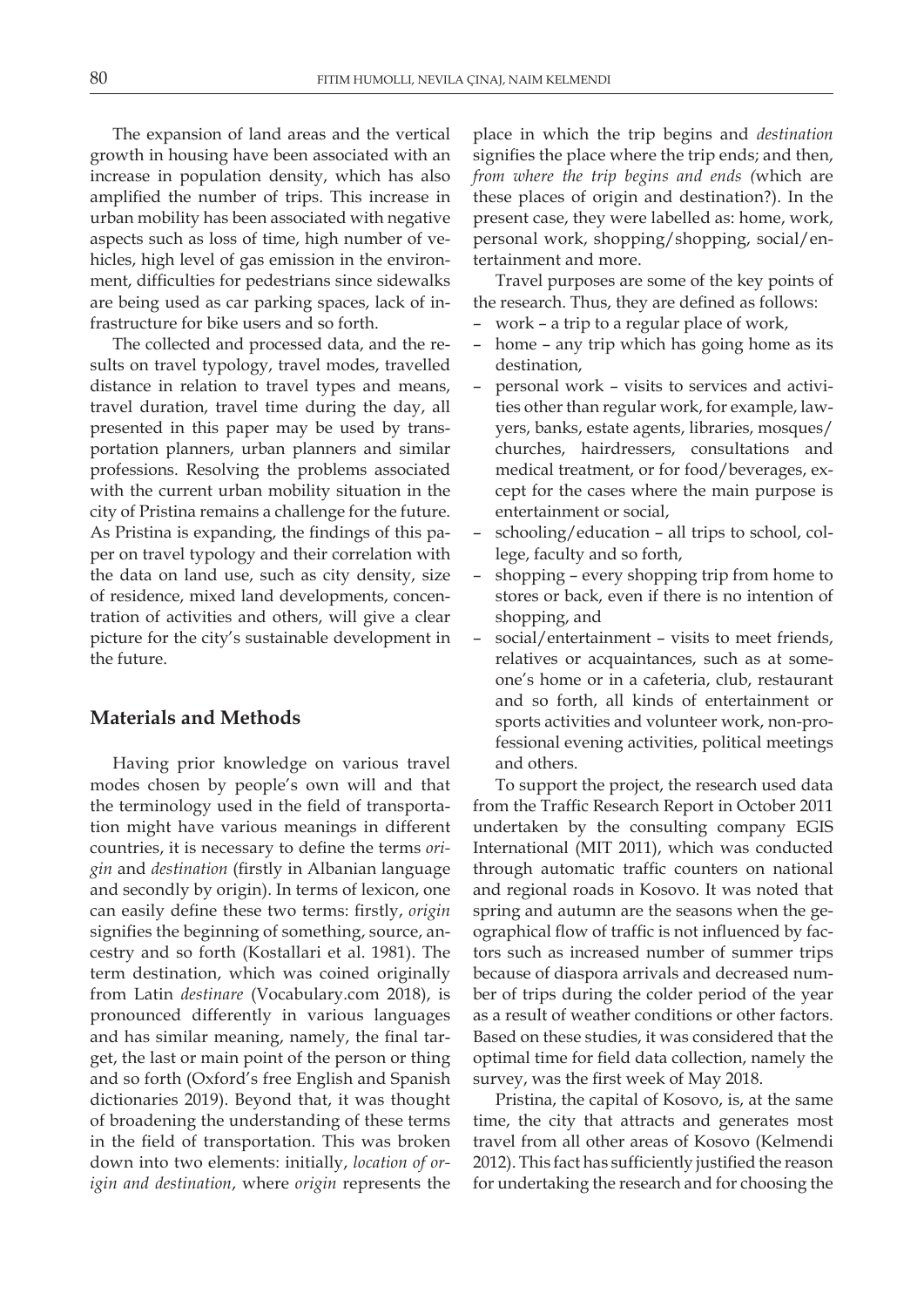The expansion of land areas and the vertical growth in housing have been associated with an increase in population density, which has also amplified the number of trips. This increase in urban mobility has been associated with negative aspects such as loss of time, high number of vehicles, high level of gas emission in the environment, difficulties for pedestrians since sidewalks are being used as car parking spaces, lack of infrastructure for bike users and so forth.

The collected and processed data, and the results on travel typology, travel modes, travelled distance in relation to travel types and means, travel duration, travel time during the day, all presented in this paper may be used by transportation planners, urban planners and similar professions. Resolving the problems associated with the current urban mobility situation in the city of Pristina remains a challenge for the future. As Pristina is expanding, the findings of this paper on travel typology and their correlation with the data on land use, such as city density, size of residence, mixed land developments, concentration of activities and others, will give a clear picture for the city's sustainable development in the future.

## Materials and Methods

Having prior knowledge on various travel modes chosen by people's own will and that the terminology used in the field of transportation might have various meanings in different countries, it is necessary to define the terms *origin* and *destination* (firstly in Albanian language and secondly by origin). In terms of lexicon, one can easily define these two terms: firstly, *origin* signifies the beginning of something, source, ancestry and so forth (Kostallari et al. 1981). The term destination, which was coined originally from Latin *destinare* (Vocabulary.com 2018), is pronounced differently in various languages and has similar meaning, namely, the final target, the last or main point of the person or thing and so forth (Oxford's free English and Spanish dictionaries 2019). Beyond that, it was thought of broadening the understanding of these terms in the field of transportation. This was broken down into two elements: initially, *location of origin and destination*, where *origin* represents the place in which the trip begins and *destination* signifies the place where the trip ends; and then, *from where the trip begins and ends (*which are these places of origin and destination?). In the present case, they were labelled as: home, work, personal work, shopping/shopping, social/entertainment and more.

Travel purposes are some of the key points of the research. Thus, they are defined as follows:

- work – a trip to a regular place of work,
- home – any trip which has going home as its destination,
- personal work – visits to services and activities other than regular work, for example, lawyers, banks, estate agents, libraries, mosques/churches, hairdressers, consultations and medical treatment, or for food/beverages, except for the cases where the main purpose is entertainment or social,
- schooling/education – all trips to school, college, faculty and so forth,
- shopping – every shopping trip from home to stores or back, even if there is no intention of shopping, and
- social/entertainment – visits to meet friends, relatives or acquaintances, such as at someone's home or in a cafeteria, club, restaurant and so forth, all kinds of entertainment or sports activities and volunteer work, non-professional evening activities, political meetings and others.

To support the project, the research used data from the Traffic Research Report in October 2011 undertaken by the consulting company EGIS International (MIT 2011), which was conducted through automatic traffic counters on national and regional roads in Kosovo. It was noted that spring and autumn are the seasons when the geographical flow of traffic is not influenced by factors such as increased number of summer trips because of diaspora arrivals and decreased number of trips during the colder period of the year as a result of weather conditions or other factors. Based on these studies, it was considered that the optimal time for field data collection, namely the survey, was the first week of May 2018.

Pristina, the capital of Kosovo, is, at the same time, the city that attracts and generates most travel from all other areas of Kosovo (Kelmendi 2012). This fact has sufficiently justified the reason for undertaking the research and for choosing the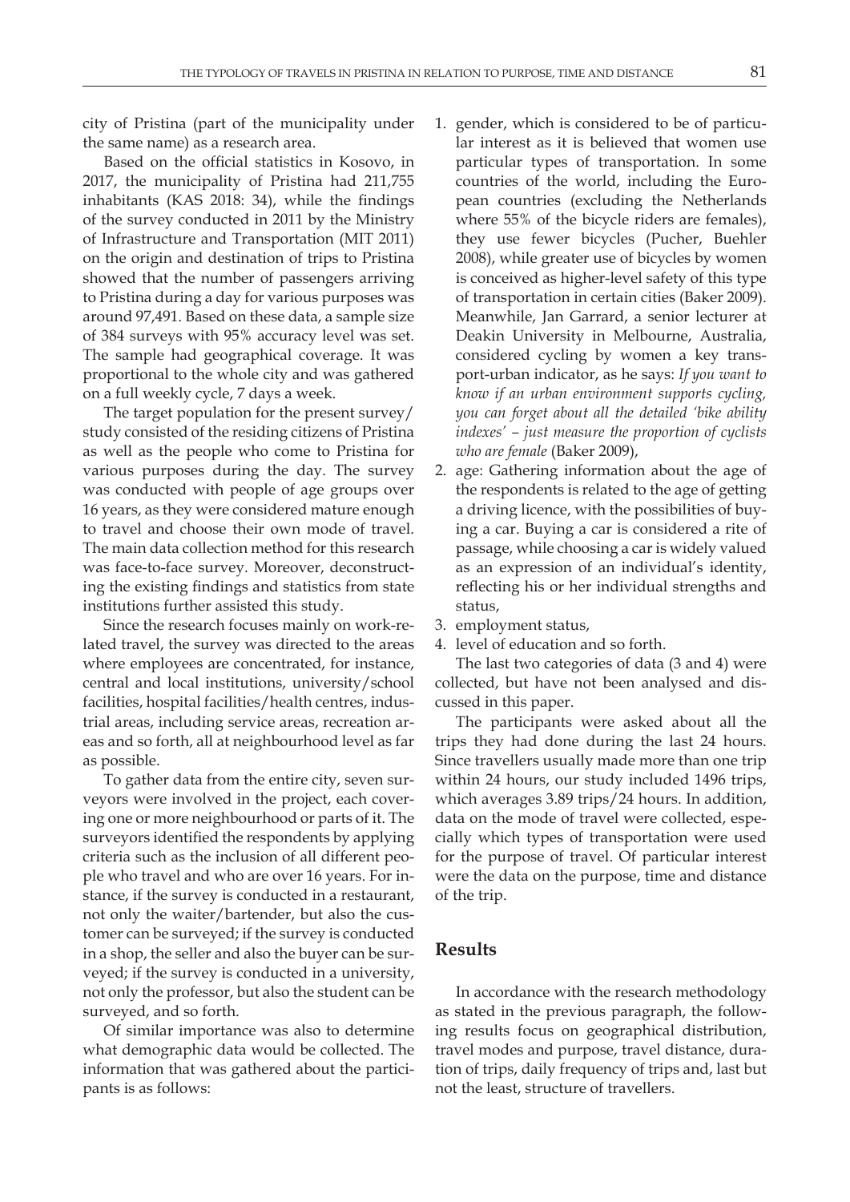city of Pristina (part of the municipality under the same name) as a research area.

Based on the official statistics in Kosovo, in 2017, the municipality of Pristina had 211,755 inhabitants (KAS 2018: 34), while the findings of the survey conducted in 2011 by the Ministry of Infrastructure and Transportation (MIT 2011) on the origin and destination of trips to Pristina showed that the number of passengers arriving to Pristina during a day for various purposes was around 97,491. Based on these data, a sample size of 384 surveys with 95% accuracy level was set. The sample had geographical coverage. It was proportional to the whole city and was gathered on a full weekly cycle, 7 days a week.

The target population for the present survey/study consisted of the residing citizens of Pristina as well as the people who come to Pristina for various purposes during the day. The survey was conducted with people of age groups over 16 years, as they were considered mature enough to travel and choose their own mode of travel. The main data collection method for this research was face-to-face survey. Moreover, deconstructing the existing findings and statistics from state institutions further assisted this study.

Since the research focuses mainly on work-related travel, the survey was directed to the areas where employees are concentrated, for instance, central and local institutions, university/school facilities, hospital facilities/health centres, industrial areas, including service areas, recreation areas and so forth, all at neighbourhood level as far as possible.

To gather data from the entire city, seven surveyors were involved in the project, each covering one or more neighbourhood or parts of it. The surveyors identified the respondents by applying criteria such as the inclusion of all different people who travel and who are over 16 years. For instance, if the survey is conducted in a restaurant, not only the waiter/bartender, but also the customer can be surveyed; if the survey is conducted in a shop, the seller and also the buyer can be surveyed; if the survey is conducted in a university, not only the professor, but also the student can be surveyed, and so forth.

Of similar importance was also to determine what demographic data would be collected. The information that was gathered about the participants is as follows:

1. gender, which is considered to be of particular interest as it is believed that women use particular types of transportation. In some countries of the world, including the European countries (excluding the Netherlands where 55% of the bicycle riders are females), they use fewer bicycles (Pucher, Buehler 2008), while greater use of bicycles by women is conceived as higher-level safety of this type of transportation in certain cities (Baker 2009). Meanwhile, Jan Garrard, a senior lecturer at Deakin University in Melbourne, Australia, considered cycling by women a key transport-urban indicator, as he says: *If you want to know if an urban environment supports cycling, you can forget about all the detailed 'bike ability indexes' – just measure the proportion of cyclists who are female* (Baker 2009),
2. age: Gathering information about the age of the respondents is related to the age of getting a driving licence, with the possibilities of buying a car. Buying a car is considered a rite of passage, while choosing a car is widely valued as an expression of an individual's identity, reflecting his or her individual strengths and status,
3. employment status,
4. level of education and so forth.

The last two categories of data (3 and 4) were collected, but have not been analysed and discussed in this paper.

The participants were asked about all the trips they had done during the last 24 hours. Since travellers usually made more than one trip within 24 hours, our study included 1496 trips, which averages 3.89 trips/24 hours. In addition, data on the mode of travel were collected, especially which types of transportation were used for the purpose of travel. Of particular interest were the data on the purpose, time and distance of the trip.

## Results

In accordance with the research methodology as stated in the previous paragraph, the following results focus on geographical distribution, travel modes and purpose, travel distance, duration of trips, daily frequency of trips and, last but not the least, structure of travellers.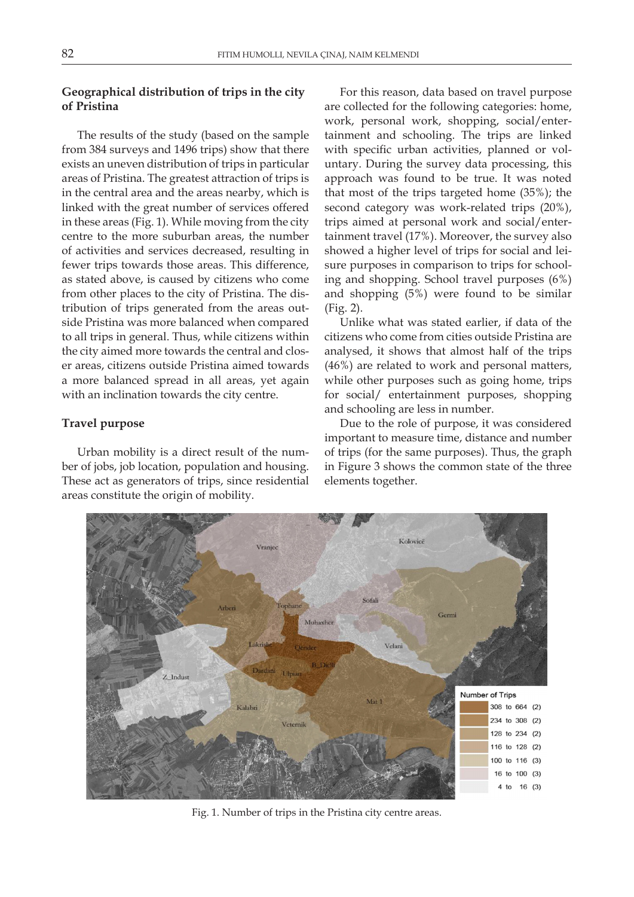## Geographical distribution of trips in the city of Pristina

The results of the study (based on the sample from 384 surveys and 1496 trips) show that there exists an uneven distribution of trips in particular areas of Pristina. The greatest attraction of trips is in the central area and the areas nearby, which is linked with the great number of services offered in these areas (Fig. 1). While moving from the city centre to the more suburban areas, the number of activities and services decreased, resulting in fewer trips towards those areas. This difference, as stated above, is caused by citizens who come from other places to the city of Pristina. The distribution of trips generated from the areas outside Pristina was more balanced when compared to all trips in general. Thus, while citizens within the city aimed more towards the central and closer areas, citizens outside Pristina aimed towards a more balanced spread in all areas, yet again with an inclination towards the city centre.

## Travel purpose

Urban mobility is a direct result of the number of jobs, job location, population and housing. These act as generators of trips, since residential areas constitute the origin of mobility.

For this reason, data based on travel purpose are collected for the following categories: home, work, personal work, shopping, social/entertainment and schooling. The trips are linked with specific urban activities, planned or voluntary. During the survey data processing, this approach was found to be true. It was noted that most of the trips targeted home (35%); the second category was work-related trips (20%), trips aimed at personal work and social/entertainment travel (17%). Moreover, the survey also showed a higher level of trips for social and leisure purposes in comparison to trips for schooling and shopping. School travel purposes (6%) and shopping (5%) were found to be similar (Fig. 2).

Unlike what was stated earlier, if data of the citizens who come from cities outside Pristina are analysed, it shows that almost half of the trips (46%) are related to work and personal matters, while other purposes such as going home, trips for social/ entertainment purposes, shopping and schooling are less in number.

Due to the role of purpose, it was considered important to measure time, distance and number of trips (for the same purposes). Thus, the graph in Figure 3 shows the common state of the three elements together.

Fig. 1. Number of trips in the Pristina city centre areas.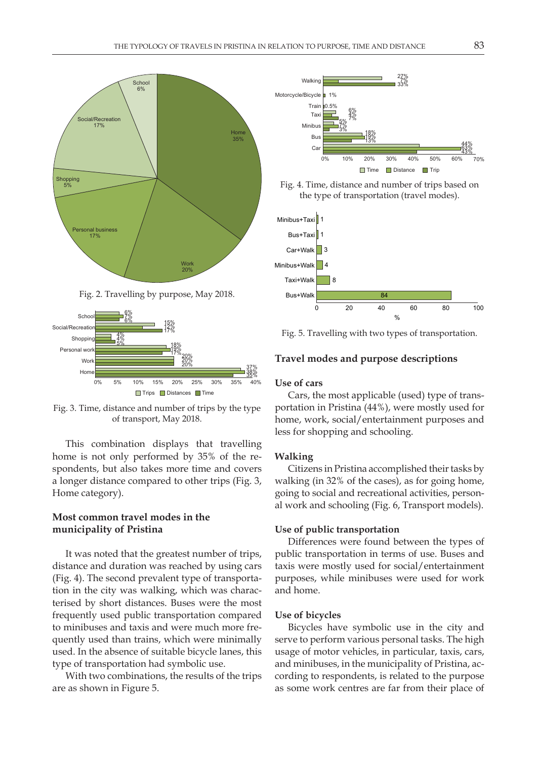Fig. 2. Travelling by purpose, May 2018.

Fig. 3. Time, distance and number of trips by the type of transport, May 2018.

This combination displays that travelling home is not only performed by 35% of the respondents, but also takes more time and covers a longer distance compared to other trips (Fig. 3, Home category).

## Most common travel modes in the municipality of Pristina

It was noted that the greatest number of trips, distance and duration was reached by using cars (Fig. 4). The second prevalent type of transportation in the city was walking, which was characterised by short distances. Buses were the most frequently used public transportation compared to minibuses and taxis and were much more frequently used than trains, which were minimally used. In the absence of suitable bicycle lanes, this type of transportation had symbolic use.

With two combinations, the results of the trips are as shown in Figure 5.

Fig. 4. Time, distance and number of trips based on the type of transportation (travel modes).

Fig. 5. Travelling with two types of transportation.

## Travel modes and purpose descriptions

### Use of cars

Cars, the most applicable (used) type of transportation in Pristina (44%), were mostly used for home, work, social/entertainment purposes and less for shopping and schooling.

### Walking

Citizens in Pristina accomplished their tasks by walking (in 32% of the cases), as for going home, going to social and recreational activities, personal work and schooling (Fig. 6, Transport models).

### Use of public transportation

Differences were found between the types of public transportation in terms of use. Buses and taxis were mostly used for social/entertainment purposes, while minibuses were used for work and home.

### Use of bicycles

Bicycles have symbolic use in the city and serve to perform various personal tasks. The high usage of motor vehicles, in particular, taxis, cars, and minibuses, in the municipality of Pristina, according to respondents, is related to the purpose as some work centres are far from their place of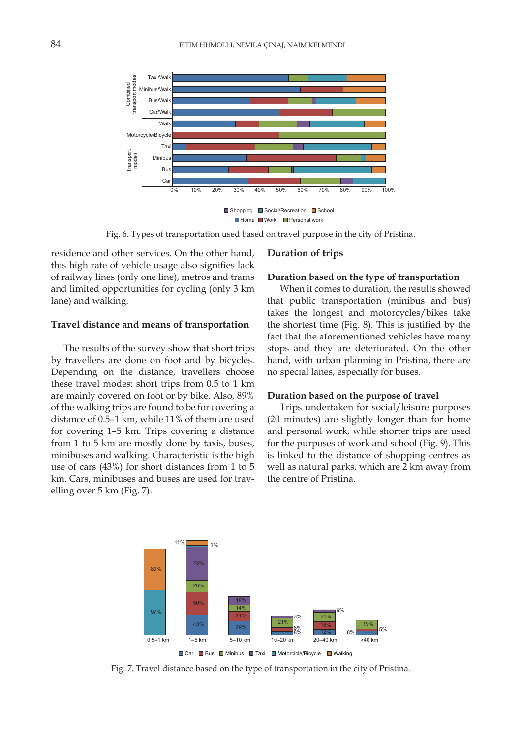Fig. 6. Types of transportation used based on travel purpose in the city of Pristina.

residence and other services. On the other hand, this high rate of vehicle usage also signifies lack of railway lines (only one line), metros and trams and limited opportunities for cycling (only 3 km lane) and walking.

### Travel distance and means of transportation

The results of the survey show that short trips by travellers are done on foot and by bicycles. Depending on the distance, travellers choose these travel modes: short trips from 0.5 to 1 km are mainly covered on foot or by bike. Also, 89% of the walking trips are found to be for covering a distance of 0.5–1 km, while 11% of them are used for covering 1–5 km. Trips covering a distance from 1 to 5 km are mostly done by taxis, buses, minibuses and walking. Characteristic is the high use of cars (43%) for short distances from 1 to 5 km. Cars, minibuses and buses are used for travelling over 5 km (Fig. 7).

### Duration of trips

### Duration based on the type of transportation

When it comes to duration, the results showed that public transportation (minibus and bus) takes the longest and motorcycles/bikes take the shortest time (Fig. 8). This is justified by the fact that the aforementioned vehicles have many stops and they are deteriorated. On the other hand, with urban planning in Pristina, there are no special lanes, especially for buses.

### Duration based on the purpose of travel

Trips undertaken for social/leisure purposes (20 minutes) are slightly longer than for home and personal work, while shorter trips are used for the purposes of work and school (Fig. 9). This is linked to the distance of shopping centres as well as natural parks, which are 2 km away from the centre of Pristina.

Fig. 7. Travel distance based on the type of transportation in the city of Pristina.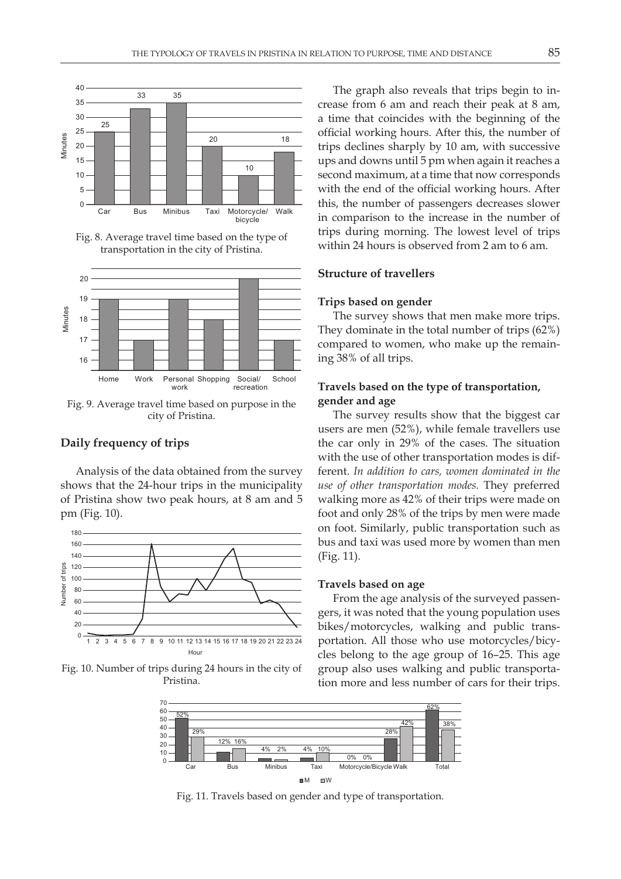Fig. 8. Average travel time based on the type of transportation in the city of Pristina.

Fig. 9. Average travel time based on purpose in the city of Pristina.

## Daily frequency of trips

Analysis of the data obtained from the survey shows that the 24-hour trips in the municipality of Pristina show two peak hours, at 8 am and 5 pm (Fig. 10).

Fig. 10. Number of trips during 24 hours in the city of Pristina.

The graph also reveals that trips begin to increase from 6 am and reach their peak at 8 am, a time that coincides with the beginning of the official working hours. After this, the number of trips declines sharply by 10 am, with successive ups and downs until 5 pm when again it reaches a second maximum, at a time that now corresponds with the end of the official working hours. After this, the number of passengers decreases slower in comparison to the increase in the number of trips during morning. The lowest level of trips within 24 hours is observed from 2 am to 6 am.

## Structure of travellers

### Trips based on gender

The survey shows that men make more trips. They dominate in the total number of trips (62%) compared to women, who make up the remaining 38% of all trips.

### Travels based on the type of transportation, gender and age

The survey results show that the biggest car users are men (52%), while female travellers use the car only in 29% of the cases. The situation with the use of other transportation modes is different. *In addition to cars, women dominated in the use of other transportation modes.* They preferred walking more as 42% of their trips were made on foot and only 28% of the trips by men were made on foot. Similarly, public transportation such as bus and taxi was used more by women than men (Fig. 11).

### Travels based on age

From the age analysis of the surveyed passengers, it was noted that the young population uses bikes/motorcycles, walking and public transportation. All those who use motorcycles/bicycles belong to the age group of 16–25. This age group also uses walking and public transportation more and less number of cars for their trips.

Fig. 11. Travels based on gender and type of transportation.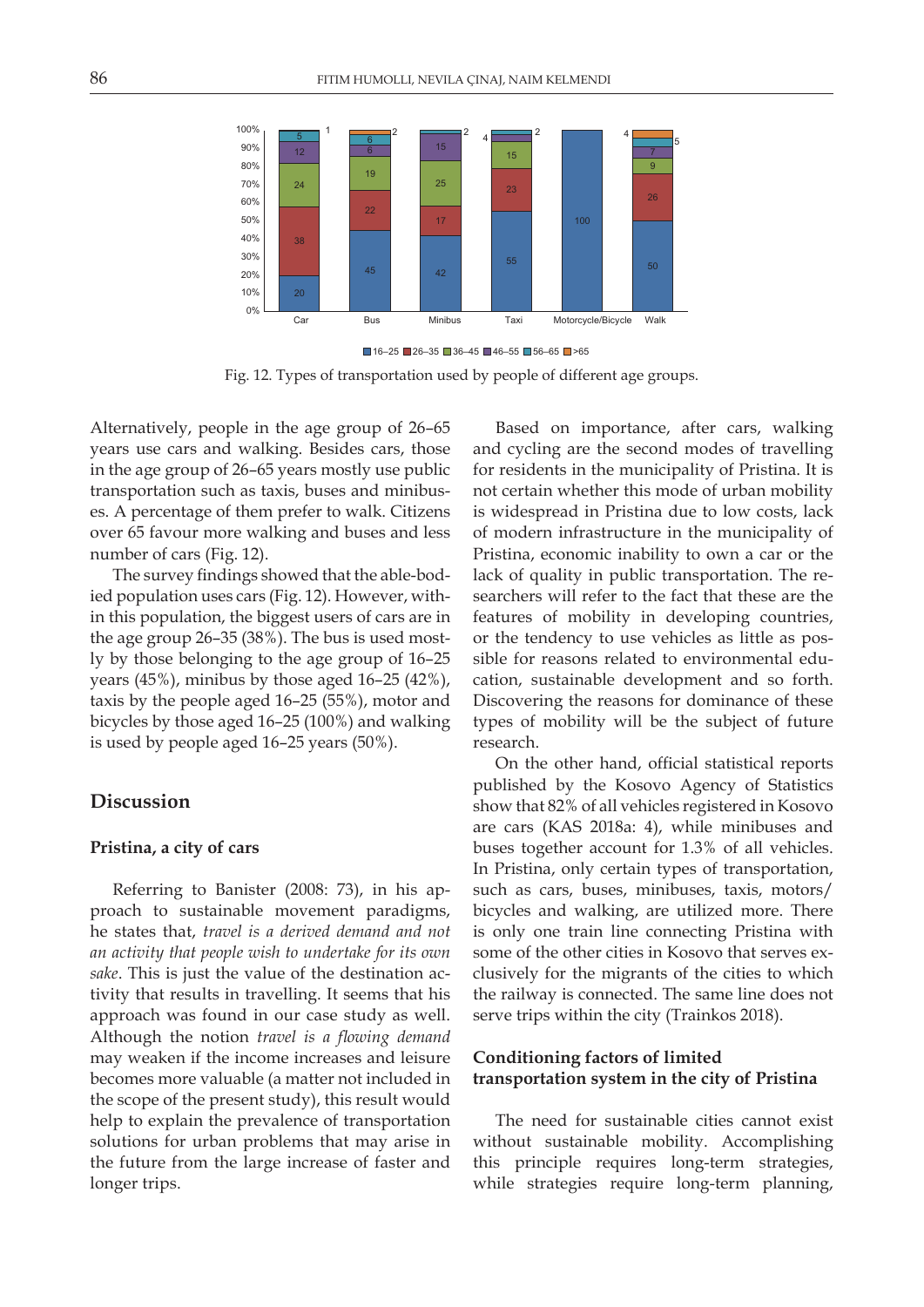Fig. 12. Types of transportation used by people of different age groups.

Alternatively, people in the age group of 26–65 years use cars and walking. Besides cars, those in the age group of 26–65 years mostly use public transportation such as taxis, buses and minibuses. A percentage of them prefer to walk. Citizens over 65 favour more walking and buses and less number of cars (Fig. 12).

The survey findings showed that the able-bodied population uses cars (Fig. 12). However, within this population, the biggest users of cars are in the age group 26–35 (38%). The bus is used mostly by those belonging to the age group of 16–25 years (45%), minibus by those aged 16–25 (42%), taxis by the people aged 16–25 (55%), motor and bicycles by those aged 16–25 (100%) and walking is used by people aged 16–25 years (50%).

## Discussion

### Pristina, a city of cars

Referring to Banister (2008: 73), in his approach to sustainable movement paradigms, he states that, *travel is a derived demand and not an activity that people wish to undertake for its own sake*. This is just the value of the destination activity that results in travelling. It seems that his approach was found in our case study as well. Although the notion *travel is a flowing demand* may weaken if the income increases and leisure becomes more valuable (a matter not included in the scope of the present study), this result would help to explain the prevalence of transportation solutions for urban problems that may arise in the future from the large increase of faster and longer trips.

Based on importance, after cars, walking and cycling are the second modes of travelling for residents in the municipality of Pristina. It is not certain whether this mode of urban mobility is widespread in Pristina due to low costs, lack of modern infrastructure in the municipality of Pristina, economic inability to own a car or the lack of quality in public transportation. The researchers will refer to the fact that these are the features of mobility in developing countries, or the tendency to use vehicles as little as possible for reasons related to environmental education, sustainable development and so forth. Discovering the reasons for dominance of these types of mobility will be the subject of future research.

On the other hand, official statistical reports published by the Kosovo Agency of Statistics show that 82% of all vehicles registered in Kosovo are cars (KAS 2018a: 4), while minibuses and buses together account for 1.3% of all vehicles. In Pristina, only certain types of transportation, such as cars, buses, minibuses, taxis, motors/bicycles and walking, are utilized more. There is only one train line connecting Pristina with some of the other cities in Kosovo that serves exclusively for the migrants of the cities to which the railway is connected. The same line does not serve trips within the city (Trainkos 2018).

### Conditioning factors of limited transportation system in the city of Pristina

The need for sustainable cities cannot exist without sustainable mobility. Accomplishing this principle requires long-term strategies, while strategies require long-term planning,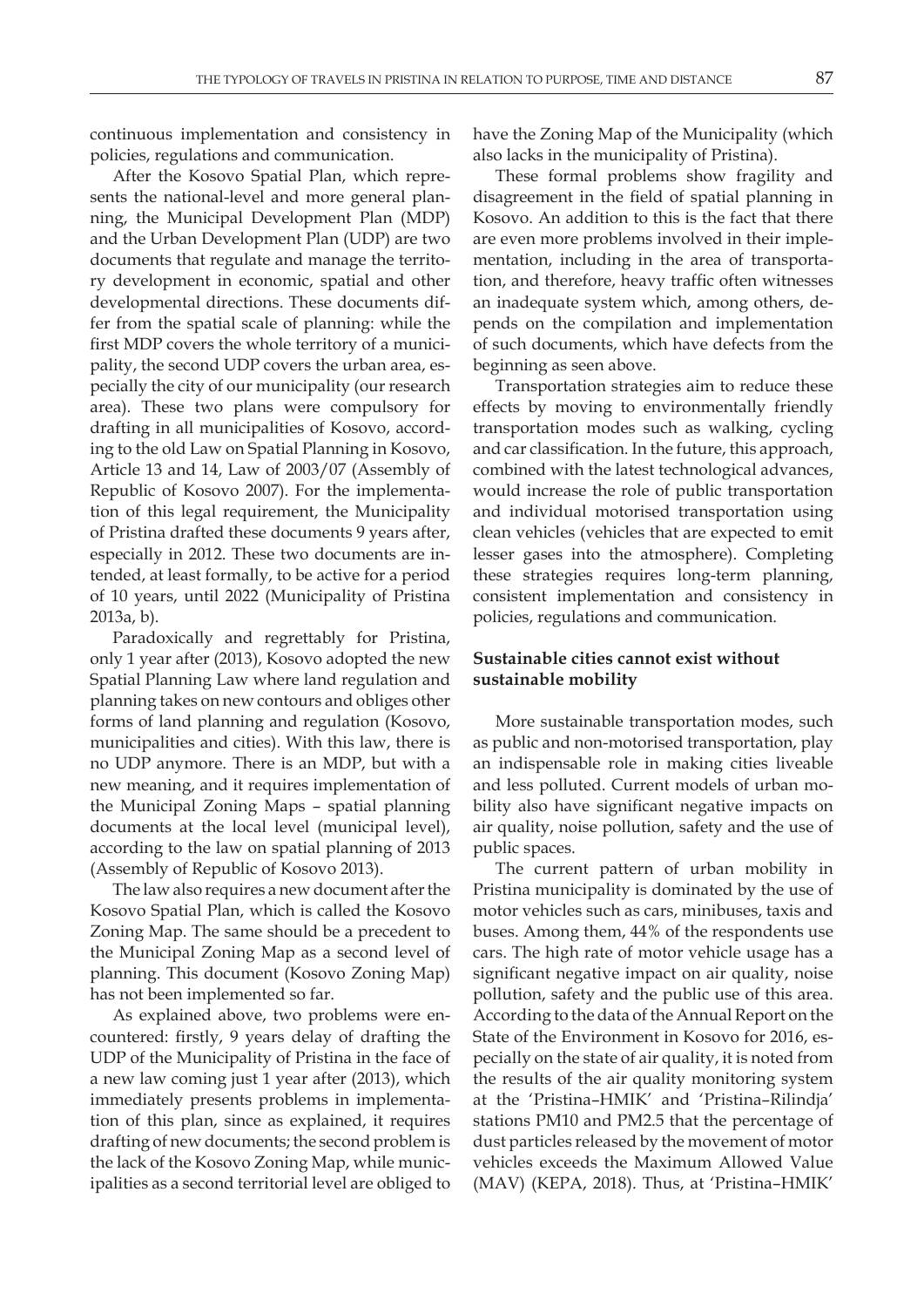continuous implementation and consistency in policies, regulations and communication.

After the Kosovo Spatial Plan, which represents the national-level and more general planning, the Municipal Development Plan (MDP) and the Urban Development Plan (UDP) are two documents that regulate and manage the territory development in economic, spatial and other developmental directions. These documents differ from the spatial scale of planning: while the first MDP covers the whole territory of a municipality, the second UDP covers the urban area, especially the city of our municipality (our research area). These two plans were compulsory for drafting in all municipalities of Kosovo, according to the old Law on Spatial Planning in Kosovo, Article 13 and 14, Law of 2003/07 (Assembly of Republic of Kosovo 2007). For the implementation of this legal requirement, the Municipality of Pristina drafted these documents 9 years after, especially in 2012. These two documents are intended, at least formally, to be active for a period of 10 years, until 2022 (Municipality of Pristina 2013a, b).

Paradoxically and regrettably for Pristina, only 1 year after (2013), Kosovo adopted the new Spatial Planning Law where land regulation and planning takes on new contours and obliges other forms of land planning and regulation (Kosovo, municipalities and cities). With this law, there is no UDP anymore. There is an MDP, but with a new meaning, and it requires implementation of the Municipal Zoning Maps – spatial planning documents at the local level (municipal level), according to the law on spatial planning of 2013 (Assembly of Republic of Kosovo 2013).

The law also requires a new document after the Kosovo Spatial Plan, which is called the Kosovo Zoning Map. The same should be a precedent to the Municipal Zoning Map as a second level of planning. This document (Kosovo Zoning Map) has not been implemented so far.

As explained above, two problems were encountered: firstly, 9 years delay of drafting the UDP of the Municipality of Pristina in the face of a new law coming just 1 year after (2013), which immediately presents problems in implementation of this plan, since as explained, it requires drafting of new documents; the second problem is the lack of the Kosovo Zoning Map, while municipalities as a second territorial level are obliged to have the Zoning Map of the Municipality (which also lacks in the municipality of Pristina).

These formal problems show fragility and disagreement in the field of spatial planning in Kosovo. An addition to this is the fact that there are even more problems involved in their implementation, including in the area of transportation, and therefore, heavy traffic often witnesses an inadequate system which, among others, depends on the compilation and implementation of such documents, which have defects from the beginning as seen above.

Transportation strategies aim to reduce these effects by moving to environmentally friendly transportation modes such as walking, cycling and car classification. In the future, this approach, combined with the latest technological advances, would increase the role of public transportation and individual motorised transportation using clean vehicles (vehicles that are expected to emit lesser gases into the atmosphere). Completing these strategies requires long-term planning, consistent implementation and consistency in policies, regulations and communication.

## Sustainable cities cannot exist without sustainable mobility

More sustainable transportation modes, such as public and non-motorised transportation, play an indispensable role in making cities liveable and less polluted. Current models of urban mobility also have significant negative impacts on air quality, noise pollution, safety and the use of public spaces.

The current pattern of urban mobility in Pristina municipality is dominated by the use of motor vehicles such as cars, minibuses, taxis and buses. Among them, 44% of the respondents use cars. The high rate of motor vehicle usage has a significant negative impact on air quality, noise pollution, safety and the public use of this area. According to the data of the Annual Report on the State of the Environment in Kosovo for 2016, especially on the state of air quality, it is noted from the results of the air quality monitoring system at the 'Pristina–HMIK' and 'Pristina–Rilindja' stations PM10 and PM2.5 that the percentage of dust particles released by the movement of motor vehicles exceeds the Maximum Allowed Value (MAV) (KEPA, 2018). Thus, at 'Pristina–HMIK'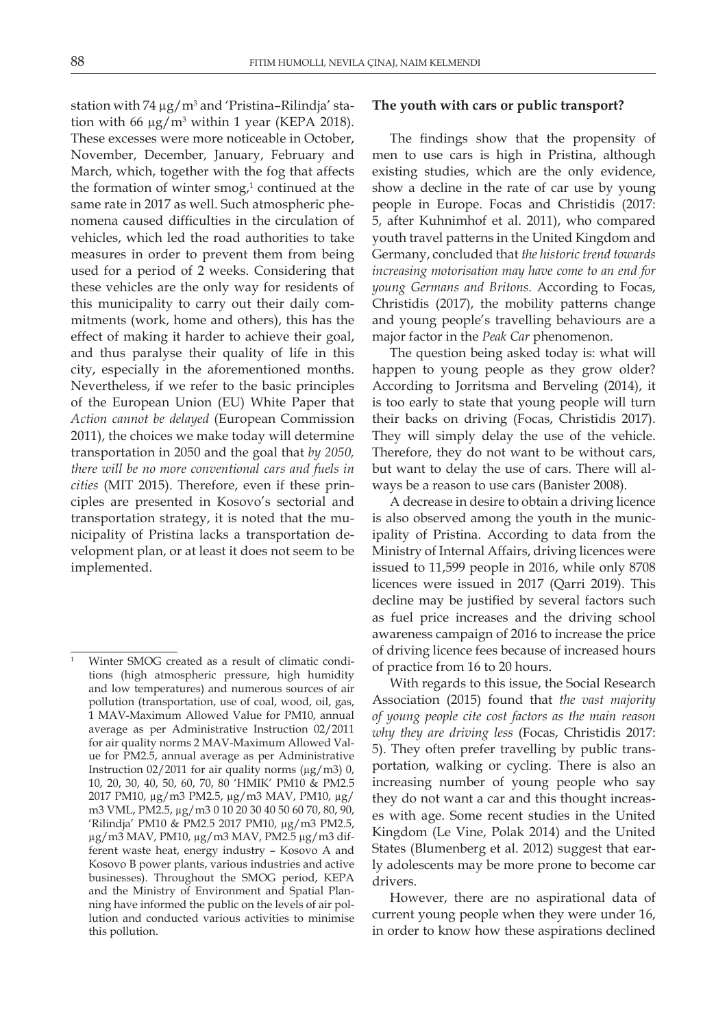station with 74 μg/m$^3$ and 'Pristina–Rilindja' station with 66 μg/m$^3$ within 1 year (KEPA 2018). These excesses were more noticeable in October, November, December, January, February and March, which, together with the fog that affects the formation of winter smog,[1] continued at the same rate in 2017 as well. Such atmospheric phenomena caused difficulties in the circulation of vehicles, which led the road authorities to take measures in order to prevent them from being used for a period of 2 weeks. Considering that these vehicles are the only way for residents of this municipality to carry out their daily commitments (work, home and others), this has the effect of making it harder to achieve their goal, and thus paralyse their quality of life in this city, especially in the aforementioned months. Nevertheless, if we refer to the basic principles of the European Union (EU) White Paper that *Action cannot be delayed* (European Commission 2011), the choices we make today will determine transportation in 2050 and the goal that *by 2050, there will be no more conventional cars and fuels in cities* (MIT 2015). Therefore, even if these principles are presented in Kosovo's sectorial and transportation strategy, it is noted that the municipality of Pristina lacks a transportation development plan, or at least it does not seem to be implemented.

**The youth with cars or public transport?**

The findings show that the propensity of men to use cars is high in Pristina, although existing studies, which are the only evidence, show a decline in the rate of car use by young people in Europe. Focas and Christidis (2017: 5, after Kuhnimhof et al. 2011), who compared youth travel patterns in the United Kingdom and Germany, concluded that *the historic trend towards increasing motorisation may have come to an end for young Germans and Britons*. According to Focas, Christidis (2017), the mobility patterns change and young people's travelling behaviours are a major factor in the *Peak Car* phenomenon.

The question being asked today is: what will happen to young people as they grow older? According to Jorritsma and Berveling (2014), it is too early to state that young people will turn their backs on driving (Focas, Christidis 2017). They will simply delay the use of the vehicle. Therefore, they do not want to be without cars, but want to delay the use of cars. There will always be a reason to use cars (Banister 2008).

A decrease in desire to obtain a driving licence is also observed among the youth in the municipality of Pristina. According to data from the Ministry of Internal Affairs, driving licences were issued to 11,599 people in 2016, while only 8708 licences were issued in 2017 (Qarri 2019). This decline may be justified by several factors such as fuel price increases and the driving school awareness campaign of 2016 to increase the price of driving licence fees because of increased hours of practice from 16 to 20 hours.

With regards to this issue, the Social Research Association (2015) found that *the vast majority of young people cite cost factors as the main reason why they are driving less* (Focas, Christidis 2017: 5). They often prefer travelling by public transportation, walking or cycling. There is also an increasing number of young people who say they do not want a car and this thought increases with age. Some recent studies in the United Kingdom (Le Vine, Polak 2014) and the United States (Blumenberg et al. 2012) suggest that early adolescents may be more prone to become car drivers.

However, there are no aspirational data of current young people when they were under 16, in order to know how these aspirations declined

---

[1] Winter SMOG created as a result of climatic conditions (high atmospheric pressure, high humidity and low temperatures) and numerous sources of air pollution (transportation, use of coal, wood, oil, gas, 1 MAV-Maximum Allowed Value for PM10, annual average as per Administrative Instruction 02/2011 for air quality norms 2 MAV-Maximum Allowed Value for PM2.5, annual average as per Administrative Instruction 02/2011 for air quality norms (μg/m3) 0, 10, 20, 30, 40, 50, 60, 70, 80 'HMIK' PM10 & PM2.5 2017 PM10, μg/m3 PM2.5, μg/m3 MAV, PM10, μg/m3 VML, PM2.5, μg/m3 0 10 20 30 40 50 60 70, 80, 90, 'Rilindja' PM10 & PM2.5 2017 PM10, μg/m3 PM2.5, μg/m3 MAV, PM10, μg/m3 MAV, PM2.5 μg/m3 different waste heat, energy industry – Kosovo A and Kosovo B power plants, various industries and active businesses). Throughout the SMOG period, KEPA and the Ministry of Environment and Spatial Planning have informed the public on the levels of air pollution and conducted various activities to minimise this pollution.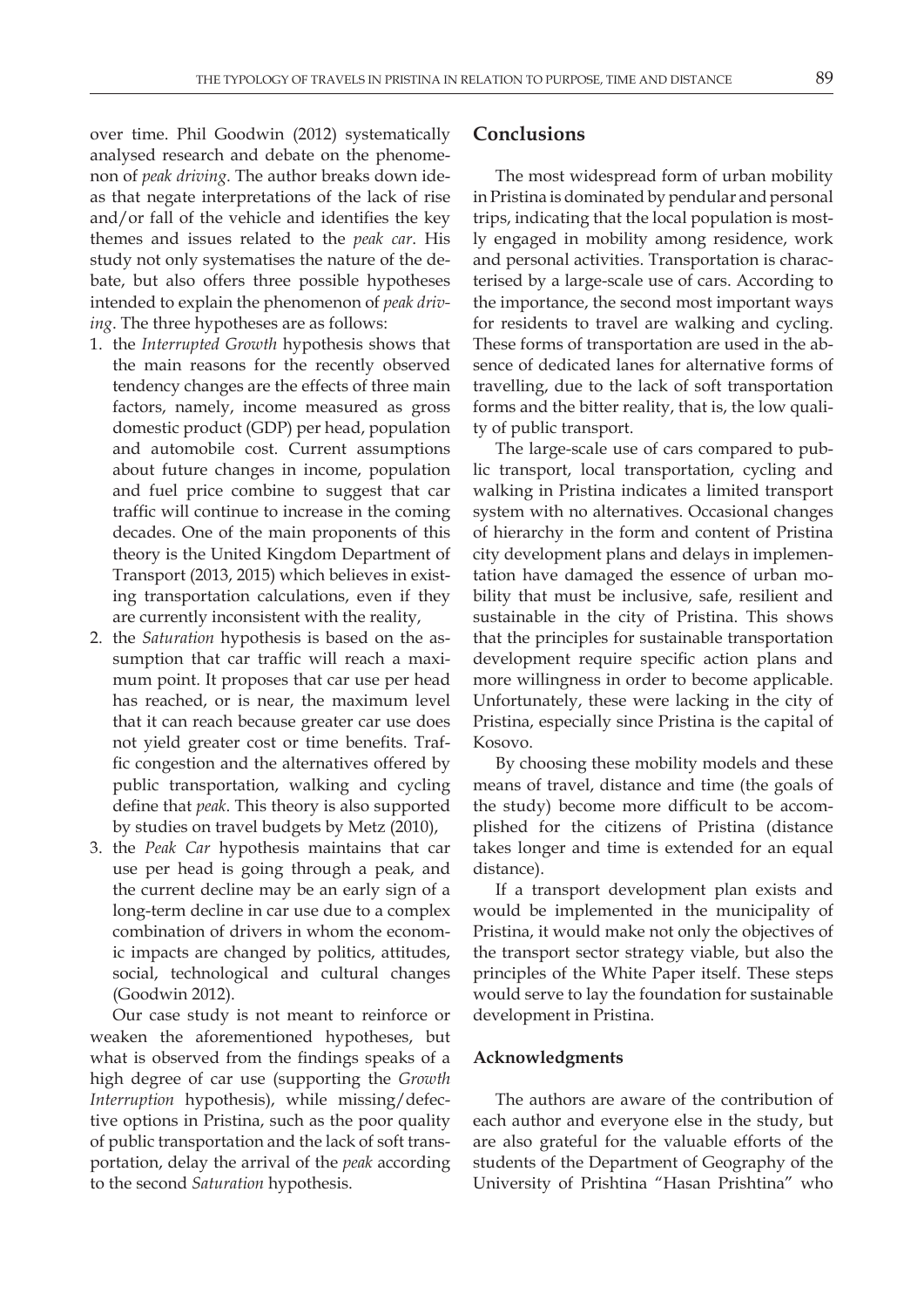over time. Phil Goodwin (2012) systematically analysed research and debate on the phenomenon of *peak driving*. The author breaks down ideas that negate interpretations of the lack of rise and/or fall of the vehicle and identifies the key themes and issues related to the *peak car*. His study not only systematises the nature of the debate, but also offers three possible hypotheses intended to explain the phenomenon of *peak driving*. The three hypotheses are as follows:

1. the *Interrupted Growth* hypothesis shows that the main reasons for the recently observed tendency changes are the effects of three main factors, namely, income measured as gross domestic product (GDP) per head, population and automobile cost. Current assumptions about future changes in income, population and fuel price combine to suggest that car traffic will continue to increase in the coming decades. One of the main proponents of this theory is the United Kingdom Department of Transport (2013, 2015) which believes in existing transportation calculations, even if they are currently inconsistent with the reality,
2. the *Saturation* hypothesis is based on the assumption that car traffic will reach a maximum point. It proposes that car use per head has reached, or is near, the maximum level that it can reach because greater car use does not yield greater cost or time benefits. Traffic congestion and the alternatives offered by public transportation, walking and cycling define that *peak*. This theory is also supported by studies on travel budgets by Metz (2010),
3. the *Peak Car* hypothesis maintains that car use per head is going through a peak, and the current decline may be an early sign of a long-term decline in car use due to a complex combination of drivers in whom the economic impacts are changed by politics, attitudes, social, technological and cultural changes (Goodwin 2012).

Our case study is not meant to reinforce or weaken the aforementioned hypotheses, but what is observed from the findings speaks of a high degree of car use (supporting the *Growth Interruption* hypothesis), while missing/defective options in Pristina, such as the poor quality of public transportation and the lack of soft transportation, delay the arrival of the *peak* according to the second *Saturation* hypothesis.

## Conclusions

The most widespread form of urban mobility in Pristina is dominated by pendular and personal trips, indicating that the local population is mostly engaged in mobility among residence, work and personal activities. Transportation is characterised by a large-scale use of cars. According to the importance, the second most important ways for residents to travel are walking and cycling. These forms of transportation are used in the absence of dedicated lanes for alternative forms of travelling, due to the lack of soft transportation forms and the bitter reality, that is, the low quality of public transport.

The large-scale use of cars compared to public transport, local transportation, cycling and walking in Pristina indicates a limited transport system with no alternatives. Occasional changes of hierarchy in the form and content of Pristina city development plans and delays in implementation have damaged the essence of urban mobility that must be inclusive, safe, resilient and sustainable in the city of Pristina. This shows that the principles for sustainable transportation development require specific action plans and more willingness in order to become applicable. Unfortunately, these were lacking in the city of Pristina, especially since Pristina is the capital of Kosovo.

By choosing these mobility models and these means of travel, distance and time (the goals of the study) become more difficult to be accomplished for the citizens of Pristina (distance takes longer and time is extended for an equal distance).

If a transport development plan exists and would be implemented in the municipality of Pristina, it would make not only the objectives of the transport sector strategy viable, but also the principles of the White Paper itself. These steps would serve to lay the foundation for sustainable development in Pristina.

### Acknowledgments

The authors are aware of the contribution of each author and everyone else in the study, but are also grateful for the valuable efforts of the students of the Department of Geography of the University of Prishtina "Hasan Prishtina" who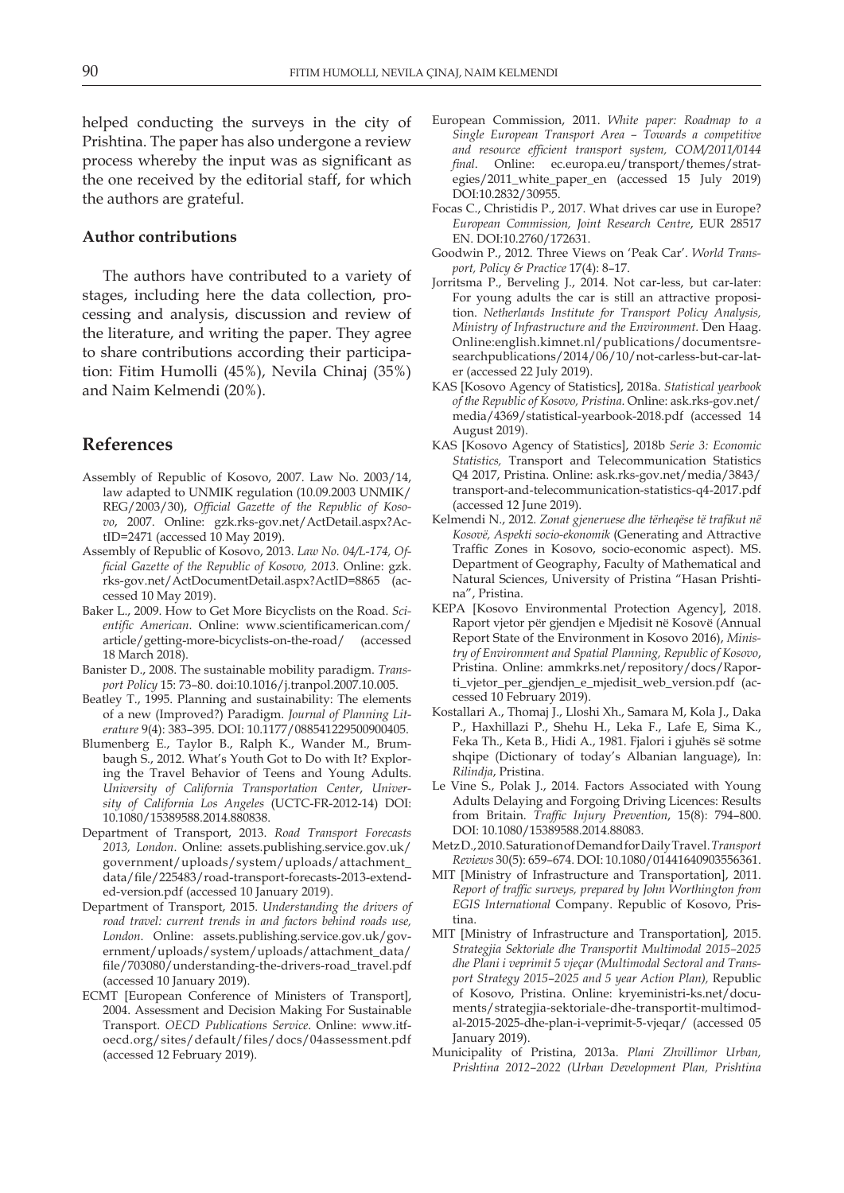helped conducting the surveys in the city of Prishtina. The paper has also undergone a review process whereby the input was as significant as the one received by the editorial staff, for which the authors are grateful.

### Author contributions

The authors have contributed to a variety of stages, including here the data collection, processing and analysis, discussion and review of the literature, and writing the paper. They agree to share contributions according their participation: Fitim Humolli (45%), Nevila Chinaj (35%) and Naim Kelmendi (20%).

## References

Assembly of Republic of Kosovo, 2007. Law No. 2003/14, law adapted to UNMIK regulation (10.09.2003 UNMIK/REG/2003/30), *Official Gazette of the Republic of Kosovo*, 2007. Online: gzk.rks-gov.net/ActDetail.aspx?ActID=2471 (accessed 10 May 2019).

Assembly of Republic of Kosovo, 2013. *Law No. 04/L-174, Official Gazette of the Republic of Kosovo, 2013*. Online: gzk.rks-gov.net/ActDocumentDetail.aspx?ActID=8865 (accessed 10 May 2019).

Baker L., 2009. How to Get More Bicyclists on the Road. *Scientific American*. Online: www.scientificamerican.com/article/getting-more-bicyclists-on-the-road/ (accessed 18 March 2018).

Banister D., 2008. The sustainable mobility paradigm. *Transport Policy* 15: 73–80. doi:10.1016/j.tranpol.2007.10.005.

Beatley T., 1995. Planning and sustainability: The elements of a new (Improved?) Paradigm. *Journal of Planning Literature* 9(4): 383–395. DOI: 10.1177/088541229500900405.

Blumenberg E., Taylor B., Ralph K., Wander M., Brumbaugh S., 2012. What's Youth Got to Do with It? Exploring the Travel Behavior of Teens and Young Adults. *University of California Transportation Center, University of California Los Angeles* (UCTC-FR-2012-14) DOI: 10.1080/15389588.2014.880838.

Department of Transport, 2013. *Road Transport Forecasts 2013, London*. Online: assets.publishing.service.gov.uk/government/uploads/system/uploads/attachment_data/file/225483/road-transport-forecasts-2013-extended-version.pdf (accessed 10 January 2019).

Department of Transport, 2015. *Understanding the drivers of road travel: current trends in and factors behind roads use, London*. Online: assets.publishing.service.gov.uk/government/uploads/system/uploads/attachment_data/file/703080/understanding-the-drivers-road_travel.pdf (accessed 10 January 2019).

ECMT [European Conference of Ministers of Transport], 2004. Assessment and Decision Making For Sustainable Transport. *OECD Publications Service*. Online: www.itf-oecd.org/sites/default/files/docs/04assessment.pdf (accessed 12 February 2019).

European Commission, 2011. *White paper: Roadmap to a Single European Transport Area – Towards a competitive and resource efficient transport system, COM/2011/0144 final*. Online: ec.europa.eu/transport/themes/strategies/2011_white_paper_en (accessed 15 July 2019) DOI:10.2832/30955.

Focas C., Christidis P., 2017. What drives car use in Europe? *European Commission, Joint Research Centre*, EUR 28517 EN. DOI:10.2760/172631.

Goodwin P., 2012. Three Views on 'Peak Car'. *World Transport, Policy & Practice* 17(4): 8–17.

Jorritsma P., Berveling J., 2014. Not car-less, but car-later: For young adults the car is still an attractive proposition. *Netherlands Institute for Transport Policy Analysis, Ministry of Infrastructure and the Environment*. Den Haag. Online:english.kimnet.nl/publications/documentsresearchpublications/2014/06/10/not-carless-but-car-later (accessed 22 July 2019).

KAS [Kosovo Agency of Statistics], 2018a. *Statistical yearbook of the Republic of Kosovo, Pristina*. Online: ask.rks-gov.net/media/4369/statistical-yearbook-2018.pdf (accessed 14 August 2019).

KAS [Kosovo Agency of Statistics], 2018b *Serie 3: Economic Statistics*, Transport and Telecommunication Statistics Q4 2017, Pristina. Online: ask.rks-gov.net/media/3843/transport-and-telecommunication-statistics-q4-2017.pdf (accessed 12 June 2019).

Kelmendi N., 2012. *Zonat gjeneruese dhe tërheqëse të trafikut në Kosovë, Aspekti socio-ekonomik* (Generating and Attractive Traffic Zones in Kosovo, socio-economic aspect). MS. Department of Geography, Faculty of Mathematical and Natural Sciences, University of Pristina "Hasan Prishtina", Pristina.

KEPA [Kosovo Environmental Protection Agency], 2018. Raport vjetor për gjendjen e Mjedisit në Kosovë (Annual Report State of the Environment in Kosovo 2016), *Ministry of Environment and Spatial Planning, Republic of Kosovo*, Pristina. Online: ammkrks.net/repository/docs/Raporti_vjetor_per_gjendjen_e_mjedisit_web_version.pdf (accessed 10 February 2019).

Kostallari A., Thomaj J., Lloshi Xh., Samara M, Kola J., Daka P., Haxhillazi P., Shehu H., Leka F., Lafe E, Sima K., Feka Th., Keta B., Hidi A., 1981. Fjalori i gjuhës së sotme shqipe (Dictionary of today's Albanian language), In: *Rilindja*, Pristina.

Le Vine S., Polak J., 2014. Factors Associated with Young Adults Delaying and Forgoing Driving Licences: Results from Britain. *Traffic Injury Prevention*, 15(8): 794–800. DOI: 10.1080/15389588.2014.88083.

Metz D., 2010. Saturation of Demand for Daily Travel. *Transport Reviews* 30(5): 659–674. DOI: 10.1080/01441640903556361.

MIT [Ministry of Infrastructure and Transportation], 2011. *Report of traffic surveys, prepared by John Worthington from EGIS International* Company. Republic of Kosovo, Pristina.

MIT [Ministry of Infrastructure and Transportation], 2015. *Strategjia Sektoriale dhe Transportit Multimodal 2015–2025 dhe Plani i veprimit 5 vjeçar (Multimodal Sectoral and Transport Strategy 2015–2025 and 5 year Action Plan)*, Republic of Kosovo, Pristina. Online: kryeministri-ks.net/documents/strategjia-sektoriale-dhe-transportit-multimodal-2015-2025-dhe-plan-i-veprimit-5-vjeqar/ (accessed 05 January 2019).

Municipality of Pristina, 2013a. *Plani Zhvillimor Urban, Prishtina 2012–2022 (Urban Development Plan, Prishtina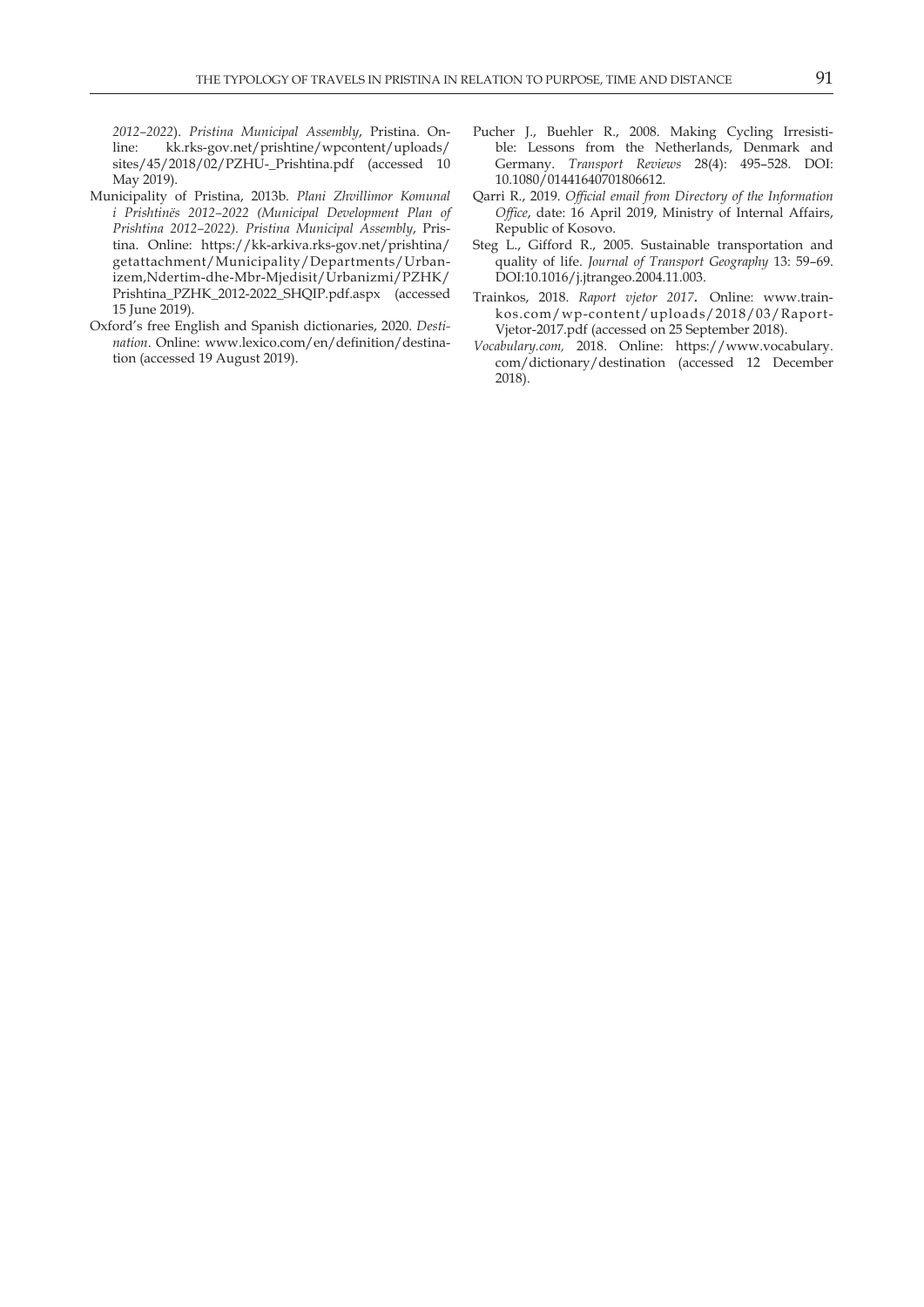*2012–2022*). *Pristina Municipal Assembly*, Pristina. Online: kk.rks-gov.net/prishtine/wpcontent/uploads/sites/45/2018/02/PZHU-_Prishtina.pdf (accessed 10 May 2019).

Municipality of Pristina, 2013b. *Plani Zhvillimor Komunal i Prishtinës 2012–2022 (Municipal Development Plan of Prishtina 2012–2022). Pristina Municipal Assembly*, Pristina. Online: https://kk-arkiva.rks-gov.net/prishtina/getattachment/Municipality/Departments/Urbanizem,Ndertim-dhe-Mbr-Mjedisit/Urbanizmi/PZHK/Prishtina_PZHK_2012-2022_SHQIP.pdf.aspx (accessed 15 June 2019).

Oxford's free English and Spanish dictionaries, 2020. *Destination*. Online: www.lexico.com/en/definition/destination (accessed 19 August 2019).

Pucher J., Buehler R., 2008. Making Cycling Irresistible: Lessons from the Netherlands, Denmark and Germany. *Transport Reviews* 28(4): 495–528. DOI: 10.1080/01441640701806612.

Qarri R., 2019. *Official email from Directory of the Information Office*, date: 16 April 2019, Ministry of Internal Affairs, Republic of Kosovo.

Steg L., Gifford R., 2005. Sustainable transportation and quality of life. *Journal of Transport Geography* 13: 59–69. DOI:10.1016/j.jtrangeo.2004.11.003.

Trainkos, 2018. *Raport vjetor 2017*. Online: www.trainkos.com/wp-content/uploads/2018/03/Raport-Vjetor-2017.pdf (accessed on 25 September 2018).

*Vocabulary.com,* 2018. Online: https://www.vocabulary.com/dictionary/destination (accessed 12 December 2018).